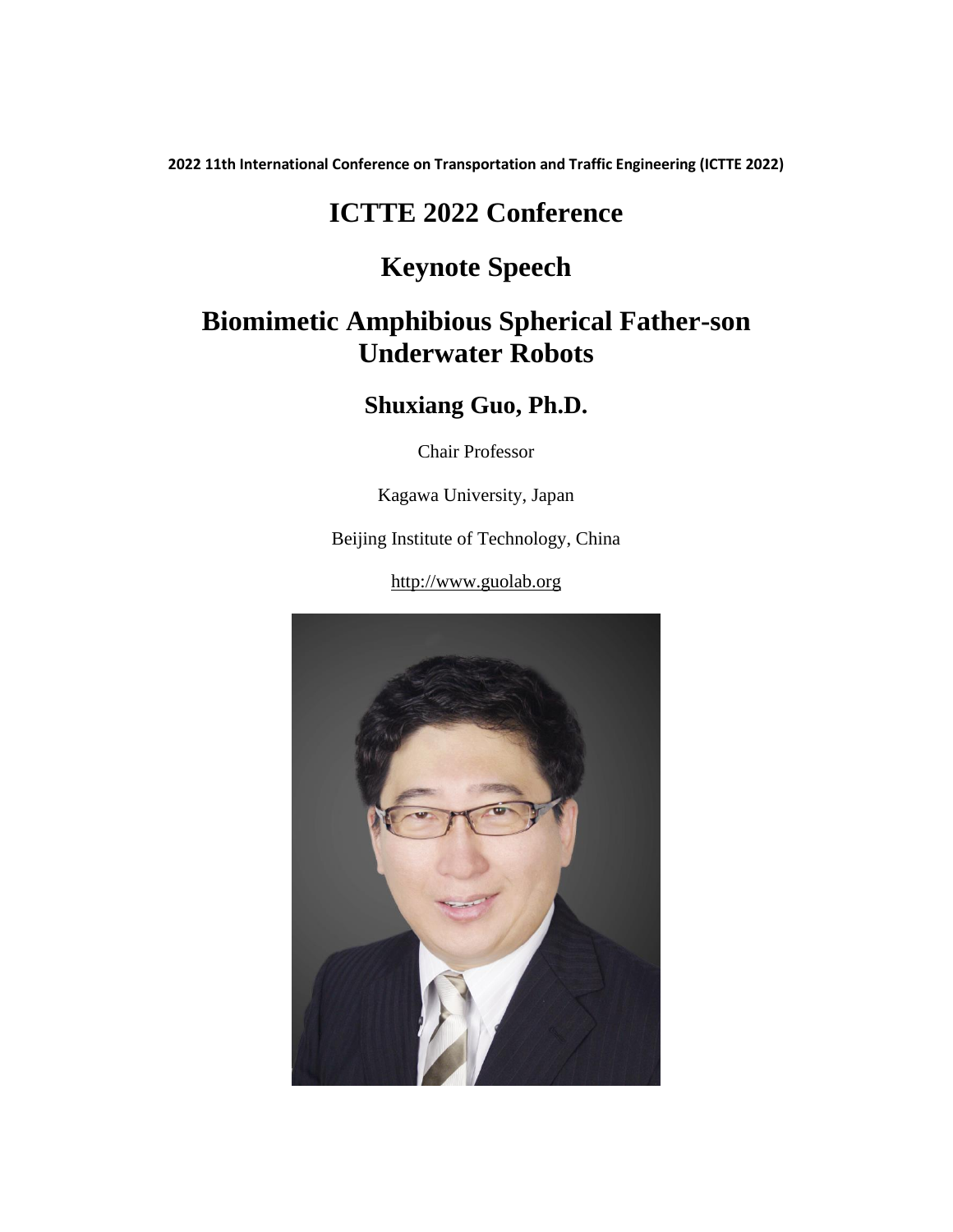**2022 11th International Conference on Transportation and Traffic Engineering (ICTTE 2022)**

# ICTTE 2022 Conference

# Keynote Speech

# Biomimetic Amphibious Spherical Father-son Underwater Robots

## Shuxiang Guo, Ph.D.

Chair Professor

Kagawa University, Japan

Beijing Institute of Technology, China

http://www.guolab.org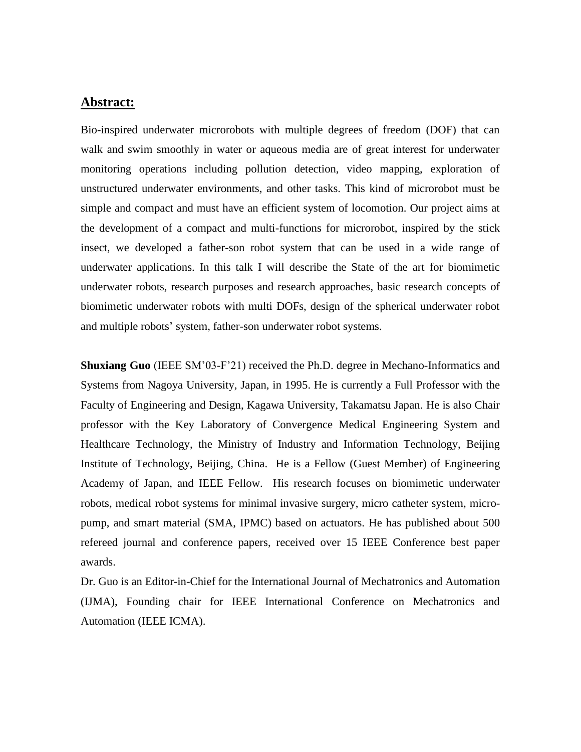## **Abstract:**

Bio-inspired underwater microrobots with multiple degrees of freedom (DOF) that can walk and swim smoothly in water or aqueous media are of great interest for underwater monitoring operations including pollution detection, video mapping, exploration of unstructured underwater environments, and other tasks. This kind of microrobot must be simple and compact and must have an efficient system of locomotion. Our project aims at the development of a compact and multi-functions for microrobot, inspired by the stick insect, we developed a father-son robot system that can be used in a wide range of underwater applications. In this talk I will describe the State of the art for biomimetic underwater robots, research purposes and research approaches, basic research concepts of biomimetic underwater robots with multi DOFs, design of the spherical underwater robot and multiple robots' system, father-son underwater robot systems.

**Shuxiang Guo** (IEEE SM'03-F'21) received the Ph.D. degree in Mechano-Informatics and Systems from Nagoya University, Japan, in 1995. He is currently a Full Professor with the Faculty of Engineering and Design, Kagawa University, Takamatsu Japan. He is also Chair professor with the Key Laboratory of Convergence Medical Engineering System and Healthcare Technology, the Ministry of Industry and Information Technology, Beijing Institute of Technology, Beijing, China. He is a Fellow (Guest Member) of Engineering Academy of Japan, and IEEE Fellow. His research focuses on biomimetic underwater robots, medical robot systems for minimal invasive surgery, micro catheter system, micro-pump, and smart material (SMA, IPMC) based on actuators. He has published about 500 refereed journal and conference papers, received over 15 IEEE Conference best paper awards.

Dr. Guo is an Editor-in-Chief for the International Journal of Mechatronics and Automation (IJMA), Founding chair for IEEE International Conference on Mechatronics and Automation (IEEE ICMA).